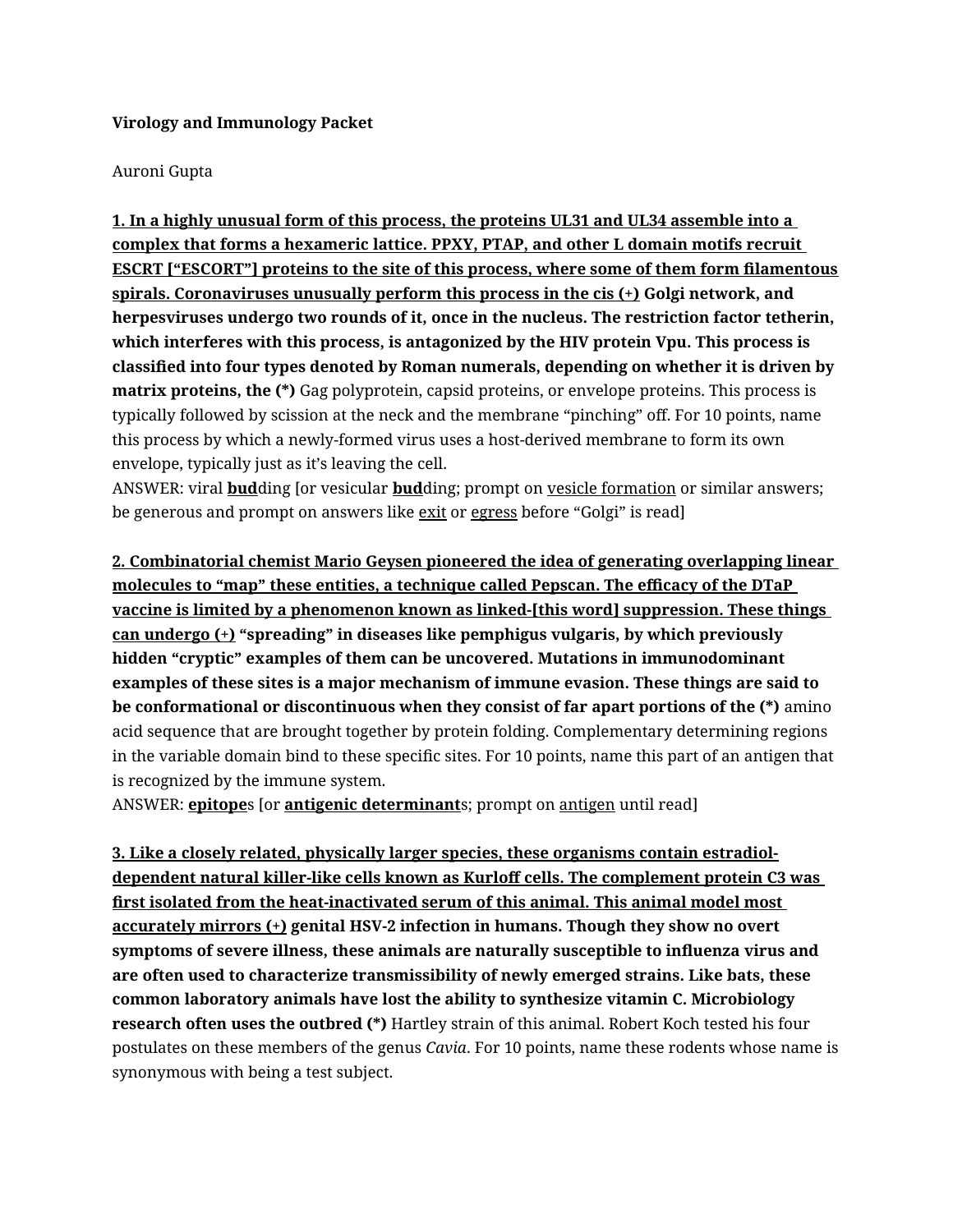**Virology and Immunology Packet**

Auroni Gupta

**<u>1. In a highly unusual form of this process, the proteins UL31 and UL34 assemble into a complex that forms a hexameric lattice. PPXY, PTAP, and other L domain motifs recruit ESCRT ["ESCORT"] proteins to the site of this process, where some of them form filamentous spirals. Coronaviruses unusually perform this process in the cis (+)</u> Golgi network, and herpesviruses undergo two rounds of it, once in the nucleus. The restriction factor tetherin, which interferes with this process, is antagonized by the HIV protein Vpu. This process is classified into four types denoted by Roman numerals, depending on whether it is driven by matrix proteins, the (\*)** Gag polyprotein, capsid proteins, or envelope proteins. This process is typically followed by scission at the neck and the membrane "pinching" off. For 10 points, name this process by which a newly-formed virus uses a host-derived membrane to form its own envelope, typically just as it's leaving the cell.

ANSWER: viral <u>**bud**</u>ding [or vesicular <u>**bud**</u>ding; prompt on <u>vesicle formation</u> or similar answers; be generous and prompt on answers like <u>exit</u> or <u>egress</u> before "Golgi" is read]

**<u>2. Combinatorial chemist Mario Geysen pioneered the idea of generating overlapping linear molecules to "map" these entities, a technique called Pepscan. The efficacy of the DTaP vaccine is limited by a phenomenon known as linked-[this word] suppression. These things can undergo (+)</u> "spreading" in diseases like pemphigus vulgaris, by which previously hidden "cryptic" examples of them can be uncovered. Mutations in immunodominant examples of these sites is a major mechanism of immune evasion. These things are said to be conformational or discontinuous when they consist of far apart portions of the (\*)** amino acid sequence that are brought together by protein folding. Complementary determining regions in the variable domain bind to these specific sites. For 10 points, name this part of an antigen that is recognized by the immune system.

ANSWER: <u>**epitope**</u>s [or <u>**antigenic determinant**</u>s; prompt on <u>antigen</u> until read]

**<u>3. Like a closely related, physically larger species, these organisms contain estradiol-dependent natural killer-like cells known as Kurloff cells. The complement protein C3 was first isolated from the heat-inactivated serum of this animal. This animal model most accurately mirrors (+)</u> genital HSV-2 infection in humans. Though they show no overt symptoms of severe illness, these animals are naturally susceptible to influenza virus and are often used to characterize transmissibility of newly emerged strains. Like bats, these common laboratory animals have lost the ability to synthesize vitamin C. Microbiology research often uses the outbred (\*)** Hartley strain of this animal. Robert Koch tested his four postulates on these members of the genus *Cavia*. For 10 points, name these rodents whose name is synonymous with being a test subject.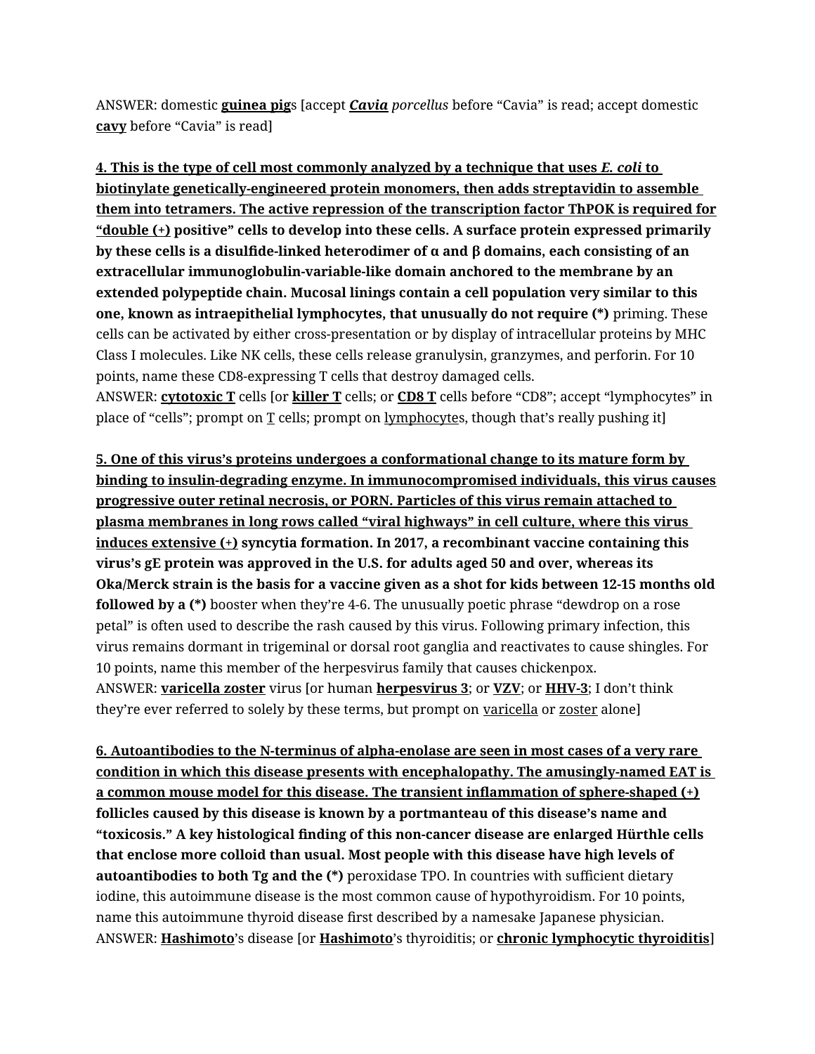ANSWER: domestic **guinea pig**s [accept ***Cavia*** *porcellus* before "Cavia" is read; accept domestic **cavy** before "Cavia" is read]

**4. This is the type of cell most commonly analyzed by a technique that uses *E. coli* to biotinylate genetically-engineered protein monomers, then adds streptavidin to assemble them into tetramers. The active repression of the transcription factor ThPOK is required for "double (+) positive" cells to develop into these cells. A surface protein expressed primarily by these cells is a disulfide-linked heterodimer of α and β domains, each consisting of an extracellular immunoglobulin-variable-like domain anchored to the membrane by an extended polypeptide chain. Mucosal linings contain a cell population very similar to this one, known as intraepithelial lymphocytes, that unusually do not require (\*)** priming. These cells can be activated by either cross-presentation or by display of intracellular proteins by MHC Class I molecules. Like NK cells, these cells release granulysin, granzymes, and perforin. For 10 points, name these CD8-expressing T cells that destroy damaged cells.
ANSWER: **cytotoxic T** cells [or **killer T** cells; or **CD8 T** cells before "CD8"; accept "lymphocytes" in place of "cells"; prompt on T cells; prompt on lymphocytes, though that's really pushing it]

**5. One of this virus's proteins undergoes a conformational change to its mature form by binding to insulin-degrading enzyme. In immunocompromised individuals, this virus causes progressive outer retinal necrosis, or PORN. Particles of this virus remain attached to plasma membranes in long rows called "viral highways" in cell culture, where this virus induces extensive (+) syncytia formation. In 2017, a recombinant vaccine containing this virus's gE protein was approved in the U.S. for adults aged 50 and over, whereas its Oka/Merck strain is the basis for a vaccine given as a shot for kids between 12-15 months old followed by a (\*)** booster when they're 4-6. The unusually poetic phrase "dewdrop on a rose petal" is often used to describe the rash caused by this virus. Following primary infection, this virus remains dormant in trigeminal or dorsal root ganglia and reactivates to cause shingles. For 10 points, name this member of the herpesvirus family that causes chickenpox.
ANSWER: **varicella zoster** virus [or human **herpesvirus 3**; or **VZV**; or **HHV-3**; I don't think they're ever referred to solely by these terms, but prompt on varicella or zoster alone]

**6. Autoantibodies to the N-terminus of alpha-enolase are seen in most cases of a very rare condition in which this disease presents with encephalopathy. The amusingly-named EAT is a common mouse model for this disease. The transient inflammation of sphere-shaped (+) follicles caused by this disease is known by a portmanteau of this disease's name and "toxicosis." A key histological finding of this non-cancer disease are enlarged Hürthle cells that enclose more colloid than usual. Most people with this disease have high levels of autoantibodies to both Tg and the (\*)** peroxidase TPO. In countries with sufficient dietary iodine, this autoimmune disease is the most common cause of hypothyroidism. For 10 points, name this autoimmune thyroid disease first described by a namesake Japanese physician.
ANSWER: **Hashimoto**'s disease [or **Hashimoto**'s thyroiditis; or **chronic lymphocytic thyroiditis**]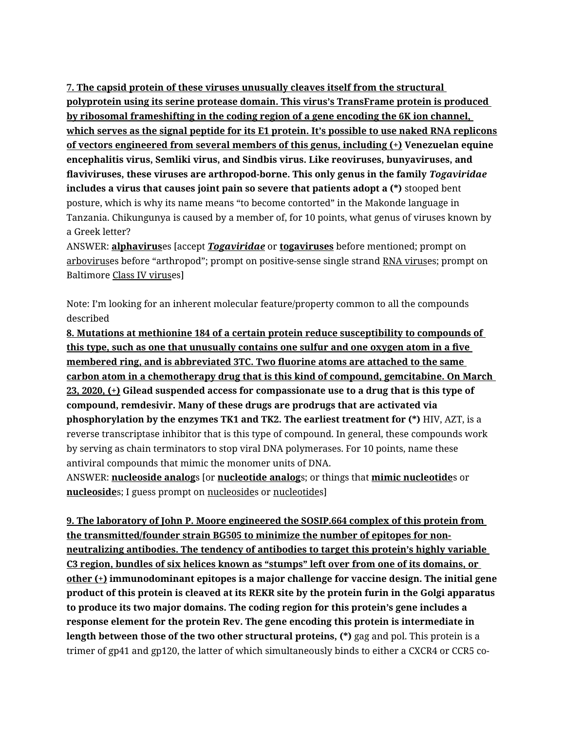**<u>7. The capsid protein of these viruses unusually cleaves itself from the structural polyprotein using its serine protease domain. This virus's TransFrame protein is produced by ribosomal frameshifting in the coding region of a gene encoding the 6K ion channel, which serves as the signal peptide for its E1 protein. It's possible to use naked RNA replicons of vectors engineered from several members of this genus, including (+)</u> Venezuelan equine encephalitis virus, Semliki virus, and Sindbis virus. Like reoviruses, bunyaviruses, and flaviviruses, these viruses are arthropod-borne. This only genus in the family *Togaviridae* includes a virus that causes joint pain so severe that patients adopt a (\*)** stooped bent posture, which is why its name means "to become contorted" in the Makonde language in Tanzania. Chikungunya is caused by a member of, for 10 points, what genus of viruses known by a Greek letter?

ANSWER: <u>**alphavirus**</u>es [accept <u>***Togaviridae***</u> or <u>**togaviruses**</u> before mentioned; prompt on <u>arbovirus</u>es before "arthropod"; prompt on positive-sense single strand <u>RNA virus</u>es; prompt on Baltimore <u>Class IV virus</u>es]

Note: I'm looking for an inherent molecular feature/property common to all the compounds described

**<u>8. Mutations at methionine 184 of a certain protein reduce susceptibility to compounds of this type, such as one that unusually contains one sulfur and one oxygen atom in a five membered ring, and is abbreviated 3TC. Two fluorine atoms are attached to the same carbon atom in a chemotherapy drug that is this kind of compound, gemcitabine. On March 23, 2020, (+)</u> Gilead suspended access for compassionate use to a drug that is this type of compound, remdesivir. Many of these drugs are prodrugs that are activated via phosphorylation by the enzymes TK1 and TK2. The earliest treatment for (\*)** HIV, AZT, is a reverse transcriptase inhibitor that is this type of compound. In general, these compounds work by serving as chain terminators to stop viral DNA polymerases. For 10 points, name these antiviral compounds that mimic the monomer units of DNA.

ANSWER: <u>**nucleoside analog**</u>s [or <u>**nucleotide analog**</u>s; or things that <u>**mimic nucleotide**</u>s or <u>**nucleoside**</u>s; I guess prompt on <u>nucleoside</u>s or <u>nucleotide</u>s]

**<u>9. The laboratory of John P. Moore engineered the SOSIP.664 complex of this protein from the transmitted/founder strain BG505 to minimize the number of epitopes for non-neutralizing antibodies. The tendency of antibodies to target this protein's highly variable C3 region, bundles of six helices known as "stumps" left over from one of its domains, or other (+)</u> immunodominant epitopes is a major challenge for vaccine design. The initial gene product of this protein is cleaved at its REKR site by the protein furin in the Golgi apparatus to produce its two major domains. The coding region for this protein's gene includes a response element for the protein Rev. The gene encoding this protein is intermediate in length between those of the two other structural proteins, (\*)** gag and pol. This protein is a trimer of gp41 and gp120, the latter of which simultaneously binds to either a CXCR4 or CCR5 co-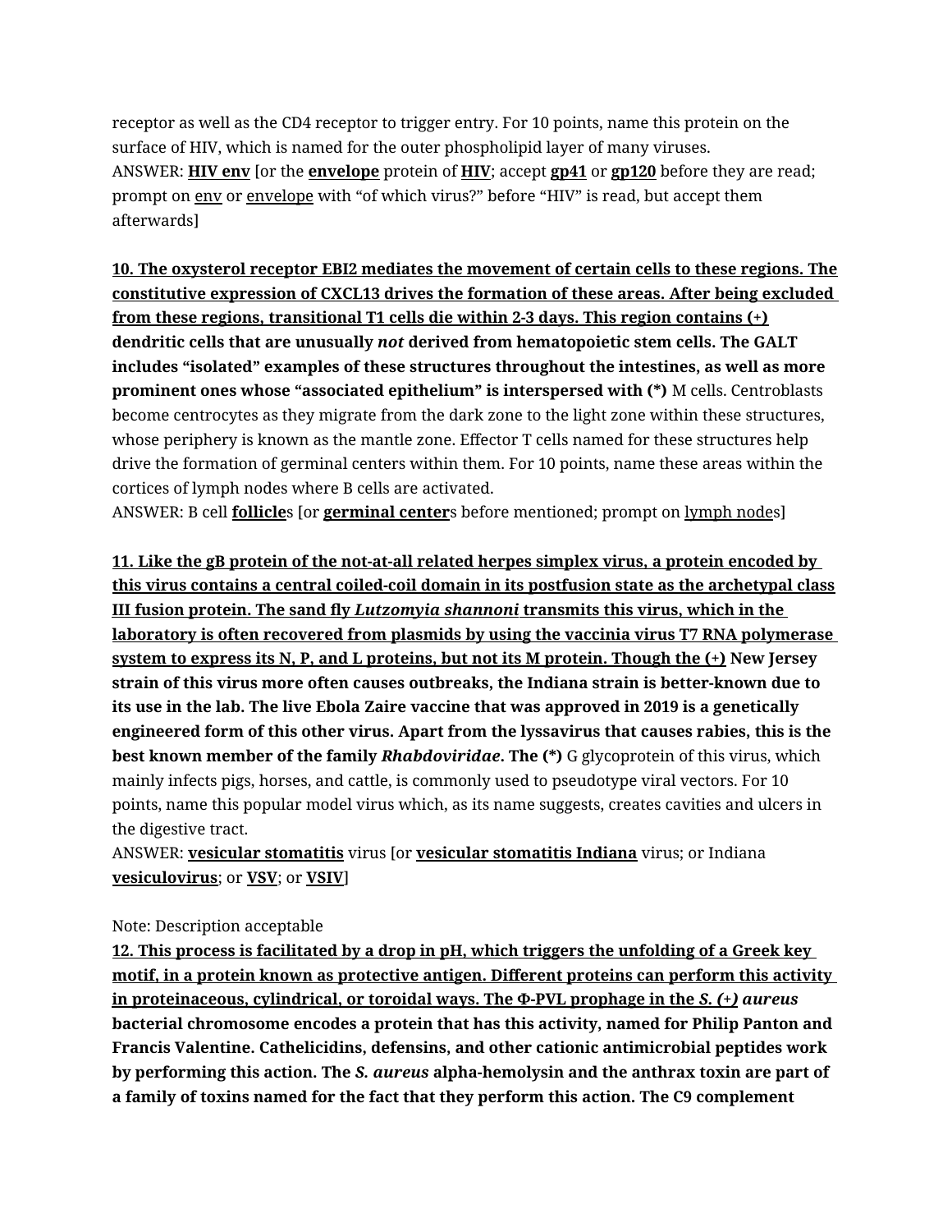receptor as well as the CD4 receptor to trigger entry. For 10 points, name this protein on the surface of HIV, which is named for the outer phospholipid layer of many viruses.
ANSWER: **HIV env** [or the **envelope** protein of **HIV**; accept **gp41** or **gp120** before they are read; prompt on env or envelope with "of which virus?" before "HIV" is read, but accept them afterwards]

**10. The oxysterol receptor EBI2 mediates the movement of certain cells to these regions. The constitutive expression of CXCL13 drives the formation of these areas. After being excluded from these regions, transitional T1 cells die within 2-3 days. This region contains (+) dendritic cells that are unusually *not* derived from hematopoietic stem cells. The GALT includes "isolated" examples of these structures throughout the intestines, as well as more prominent ones whose "associated epithelium" is interspersed with (\*)** M cells. Centroblasts become centrocytes as they migrate from the dark zone to the light zone within these structures, whose periphery is known as the mantle zone. Effector T cells named for these structures help drive the formation of germinal centers within them. For 10 points, name these areas within the cortices of lymph nodes where B cells are activated.
ANSWER: B cell **follicle**s [or **germinal center**s before mentioned; prompt on lymph nodes]

**11. Like the gB protein of the not-at-all related herpes simplex virus, a protein encoded by this virus contains a central coiled-coil domain in its postfusion state as the archetypal class III fusion protein. The sand fly *Lutzomyia shannoni* transmits this virus, which in the laboratory is often recovered from plasmids by using the vaccinia virus T7 RNA polymerase system to express its N, P, and L proteins, but not its M protein. Though the (+) New Jersey strain of this virus more often causes outbreaks, the Indiana strain is better-known due to its use in the lab. The live Ebola Zaire vaccine that was approved in 2019 is a genetically engineered form of this other virus. Apart from the lyssavirus that causes rabies, this is the best known member of the family *Rhabdoviridae*. The (\*)** G glycoprotein of this virus, which mainly infects pigs, horses, and cattle, is commonly used to pseudotype viral vectors. For 10 points, name this popular model virus which, as its name suggests, creates cavities and ulcers in the digestive tract.
ANSWER: **vesicular stomatitis** virus [or **vesicular stomatitis Indiana** virus; or Indiana **vesiculovirus**; or **VSV**; or **VSIV**]

Note: Description acceptable
**12. This process is facilitated by a drop in pH, which triggers the unfolding of a Greek key motif, in a protein known as protective antigen. Different proteins can perform this activity in proteinaceous, cylindrical, or toroidal ways. The Φ-PVL prophage in the *S. (+) aureus* bacterial chromosome encodes a protein that has this activity, named for Philip Panton and Francis Valentine. Cathelicidins, defensins, and other cationic antimicrobial peptides work by performing this action. The *S. aureus* alpha-hemolysin and the anthrax toxin are part of a family of toxins named for the fact that they perform this action. The C9 complement**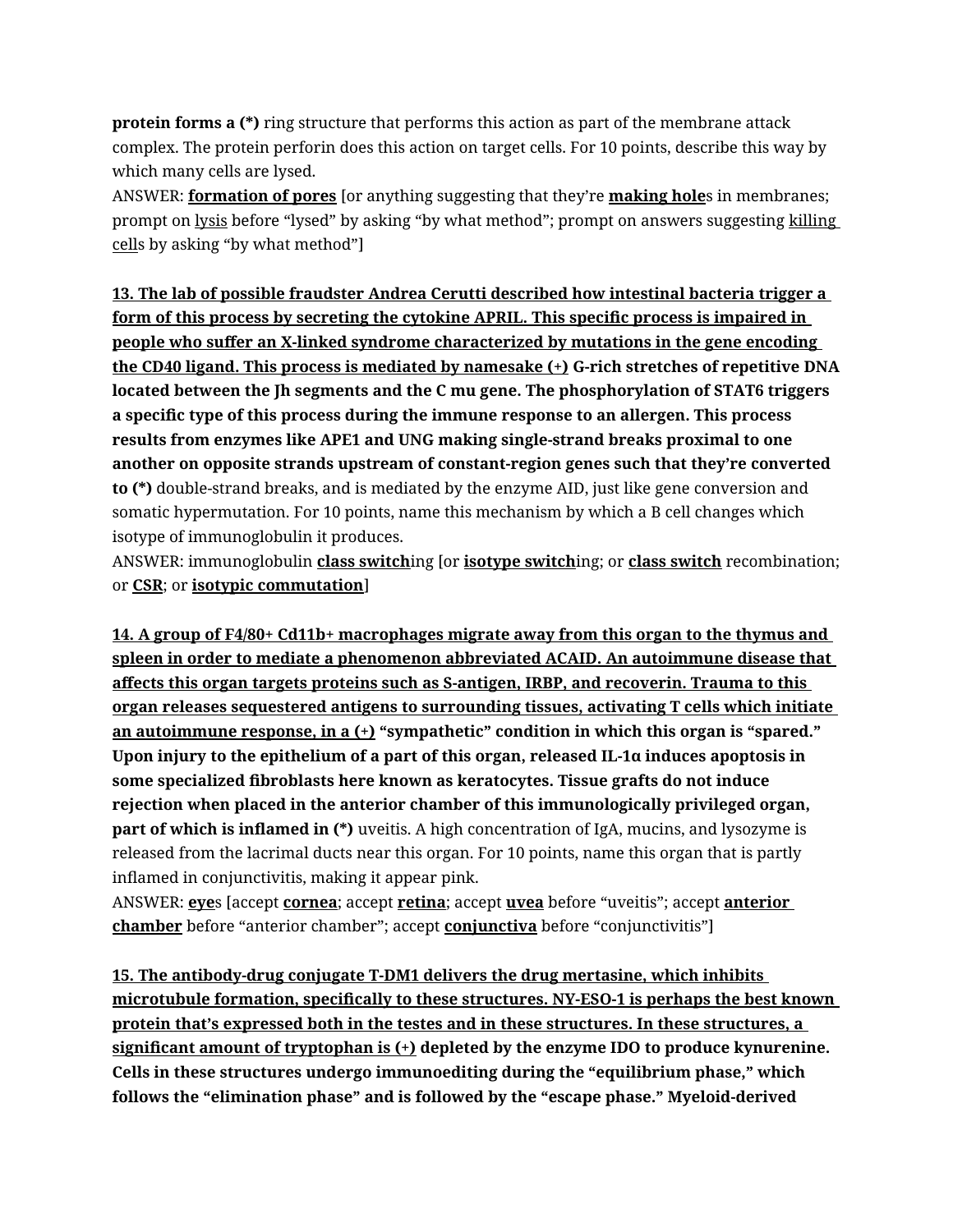**protein forms a (*)** ring structure that performs this action as part of the membrane attack complex. The protein perforin does this action on target cells. For 10 points, describe this way by which many cells are lysed.

ANSWER: **formation of pores** [or anything suggesting that they're **making hole**s in membranes; prompt on lysis before "lysed" by asking "by what method"; prompt on answers suggesting killing cells by asking "by what method"]

**13. The lab of possible fraudster Andrea Cerutti described how intestinal bacteria trigger a form of this process by secreting the cytokine APRIL. This specific process is impaired in people who suffer an X-linked syndrome characterized by mutations in the gene encoding the CD40 ligand. This process is mediated by namesake (+) G-rich stretches of repetitive DNA located between the Jh segments and the C mu gene. The phosphorylation of STAT6 triggers a specific type of this process during the immune response to an allergen. This process results from enzymes like APE1 and UNG making single-strand breaks proximal to one another on opposite strands upstream of constant-region genes such that they're converted to (*)** double-strand breaks, and is mediated by the enzyme AID, just like gene conversion and somatic hypermutation. For 10 points, name this mechanism by which a B cell changes which isotype of immunoglobulin it produces.

ANSWER: immunoglobulin **class switch**ing [or **isotype switch**ing; or **class switch** recombination; or **CSR**; or **isotypic commutation**]

**14. A group of F4/80+ Cd11b+ macrophages migrate away from this organ to the thymus and spleen in order to mediate a phenomenon abbreviated ACAID. An autoimmune disease that affects this organ targets proteins such as S-antigen, IRBP, and recoverin. Trauma to this organ releases sequestered antigens to surrounding tissues, activating T cells which initiate an autoimmune response, in a (+) "sympathetic" condition in which this organ is "spared." Upon injury to the epithelium of a part of this organ, released IL-1α induces apoptosis in some specialized fibroblasts here known as keratocytes. Tissue grafts do not induce rejection when placed in the anterior chamber of this immunologically privileged organ, part of which is inflamed in (*)** uveitis. A high concentration of IgA, mucins, and lysozyme is released from the lacrimal ducts near this organ. For 10 points, name this organ that is partly inflamed in conjunctivitis, making it appear pink.

ANSWER: **eye**s [accept **cornea**; accept **retina**; accept **uvea** before "uveitis"; accept **anterior chamber** before "anterior chamber"; accept **conjunctiva** before "conjunctivitis"]

**15. The antibody-drug conjugate T-DM1 delivers the drug mertasine, which inhibits microtubule formation, specifically to these structures. NY-ESO-1 is perhaps the best known protein that's expressed both in the testes and in these structures. In these structures, a significant amount of tryptophan is (+) depleted by the enzyme IDO to produce kynurenine. Cells in these structures undergo immunoediting during the "equilibrium phase," which follows the "elimination phase" and is followed by the "escape phase." Myeloid-derived**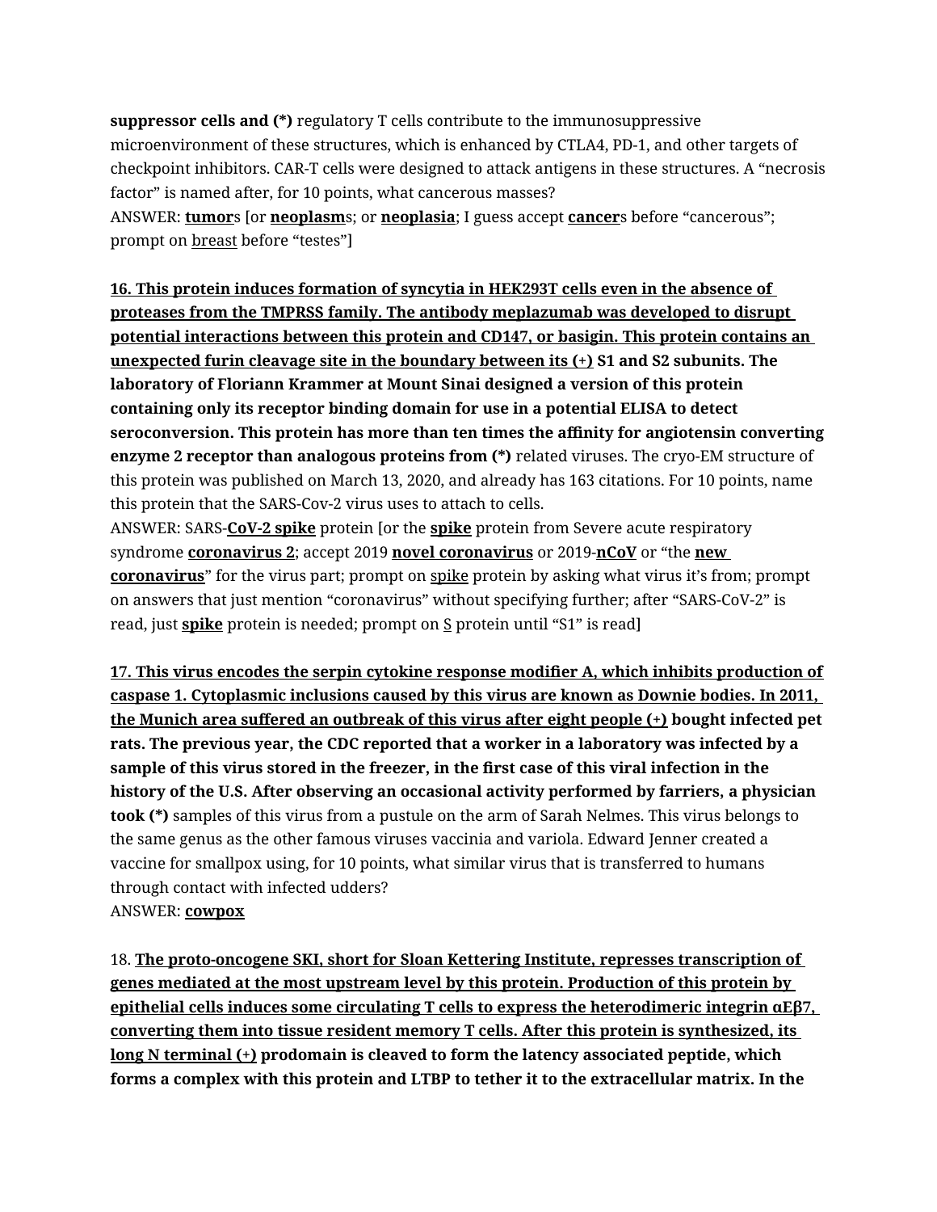**suppressor cells and (*)** regulatory T cells contribute to the immunosuppressive microenvironment of these structures, which is enhanced by CTLA4, PD-1, and other targets of checkpoint inhibitors. CAR-T cells were designed to attack antigens in these structures. A "necrosis factor" is named after, for 10 points, what cancerous masses?
ANSWER: **tumor**s [or **neoplasm**s; or **neoplasia**; I guess accept **cancer**s before "cancerous"; prompt on breast before "testes"]

**16. This protein induces formation of syncytia in HEK293T cells even in the absence of proteases from the TMPRSS family. The antibody meplazumab was developed to disrupt potential interactions between this protein and CD147, or basigin. This protein contains an unexpected furin cleavage site in the boundary between its (+) S1 and S2 subunits. The laboratory of Floriann Krammer at Mount Sinai designed a version of this protein containing only its receptor binding domain for use in a potential ELISA to detect seroconversion. This protein has more than ten times the affinity for angiotensin converting enzyme 2 receptor than analogous proteins from (*)** related viruses. The cryo-EM structure of this protein was published on March 13, 2020, and already has 163 citations. For 10 points, name this protein that the SARS-Cov-2 virus uses to attach to cells.
ANSWER: SARS-**CoV-2 spike** protein [or the **spike** protein from Severe acute respiratory syndrome **coronavirus 2**; accept 2019 **novel coronavirus** or 2019-**nCoV** or "the **new coronavirus**" for the virus part; prompt on spike protein by asking what virus it's from; prompt on answers that just mention "coronavirus" without specifying further; after "SARS-CoV-2" is read, just **spike** protein is needed; prompt on S protein until "S1" is read]

**17. This virus encodes the serpin cytokine response modifier A, which inhibits production of caspase 1. Cytoplasmic inclusions caused by this virus are known as Downie bodies. In 2011, the Munich area suffered an outbreak of this virus after eight people (+) bought infected pet rats. The previous year, the CDC reported that a worker in a laboratory was infected by a sample of this virus stored in the freezer, in the first case of this viral infection in the history of the U.S. After observing an occasional activity performed by farriers, a physician took (*)** samples of this virus from a pustule on the arm of Sarah Nelmes. This virus belongs to the same genus as the other famous viruses vaccinia and variola. Edward Jenner created a vaccine for smallpox using, for 10 points, what similar virus that is transferred to humans through contact with infected udders?
ANSWER: **cowpox**

18. **The proto-oncogene SKI, short for Sloan Kettering Institute, represses transcription of genes mediated at the most upstream level by this protein. Production of this protein by epithelial cells induces some circulating T cells to express the heterodimeric integrin αEβ7, converting them into tissue resident memory T cells. After this protein is synthesized, its long N terminal (+) prodomain is cleaved to form the latency associated peptide, which forms a complex with this protein and LTBP to tether it to the extracellular matrix. In the**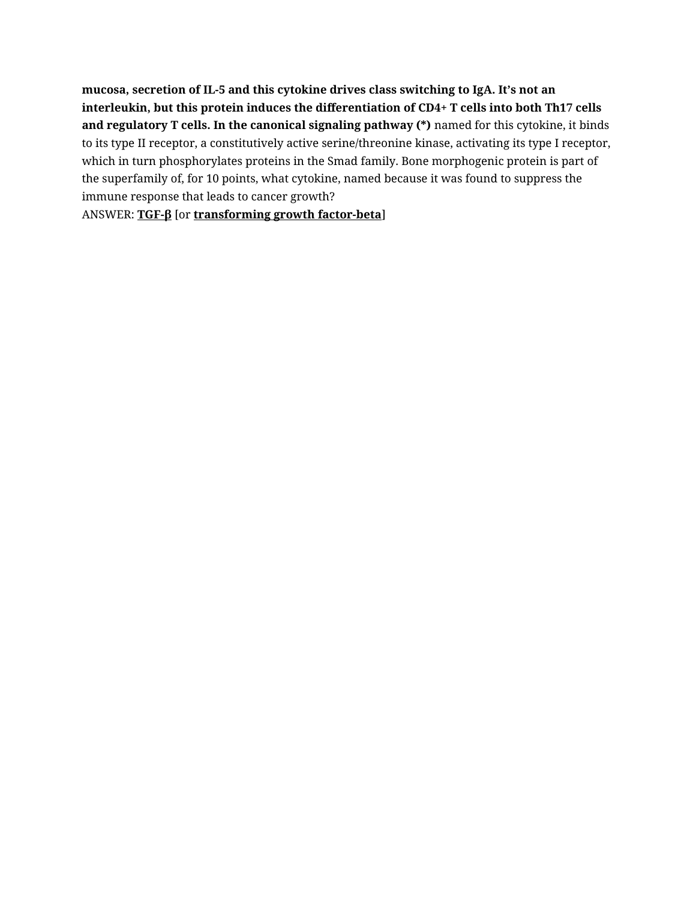**mucosa, secretion of IL-5 and this cytokine drives class switching to IgA. It's not an interleukin, but this protein induces the differentiation of CD4+ T cells into both Th17 cells and regulatory T cells. In the canonical signaling pathway (*)** named for this cytokine, it binds to its type II receptor, a constitutively active serine/threonine kinase, activating its type I receptor, which in turn phosphorylates proteins in the Smad family. Bone morphogenic protein is part of the superfamily of, for 10 points, what cytokine, named because it was found to suppress the immune response that leads to cancer growth?

ANSWER: **TGF-β** [or **transforming growth factor-beta**]